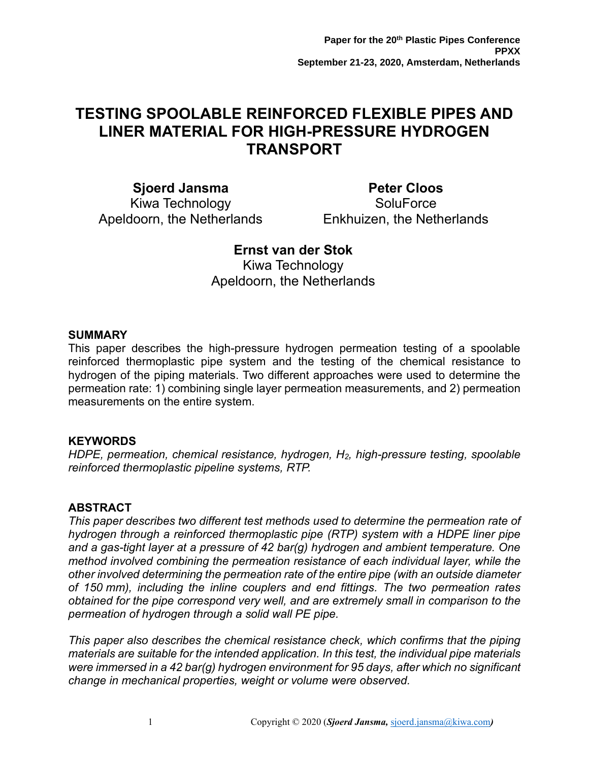**Paper for the 20th Plastic Pipes Conference**
**PPXX**
**September 21-23, 2020, Amsterdam, Netherlands**

# TESTING SPOOLABLE REINFORCED FLEXIBLE PIPES AND LINER MATERIAL FOR HIGH-PRESSURE HYDROGEN TRANSPORT

**Sjoerd Jansma**
Kiwa Technology
Apeldoorn, the Netherlands

**Peter Cloos**
SoluForce
Enkhuizen, the Netherlands

**Ernst van der Stok**
Kiwa Technology
Apeldoorn, the Netherlands

## SUMMARY

This paper describes the high-pressure hydrogen permeation testing of a spoolable reinforced thermoplastic pipe system and the testing of the chemical resistance to hydrogen of the piping materials. Two different approaches were used to determine the permeation rate: 1) combining single layer permeation measurements, and 2) permeation measurements on the entire system.

## KEYWORDS

*HDPE, permeation, chemical resistance, hydrogen, $H_2$, high-pressure testing, spoolable reinforced thermoplastic pipeline systems, RTP.*

## ABSTRACT

*This paper describes two different test methods used to determine the permeation rate of hydrogen through a reinforced thermoplastic pipe (RTP) system with a HDPE liner pipe and a gas-tight layer at a pressure of 42 bar(g) hydrogen and ambient temperature. One method involved combining the permeation resistance of each individual layer, while the other involved determining the permeation rate of the entire pipe (with an outside diameter of 150 mm), including the inline couplers and end fittings. The two permeation rates obtained for the pipe correspond very well, and are extremely small in comparison to the permeation of hydrogen through a solid wall PE pipe.*

*This paper also describes the chemical resistance check, which confirms that the piping materials are suitable for the intended application. In this test, the individual pipe materials were immersed in a 42 bar(g) hydrogen environment for 95 days, after which no significant change in mechanical properties, weight or volume were observed.*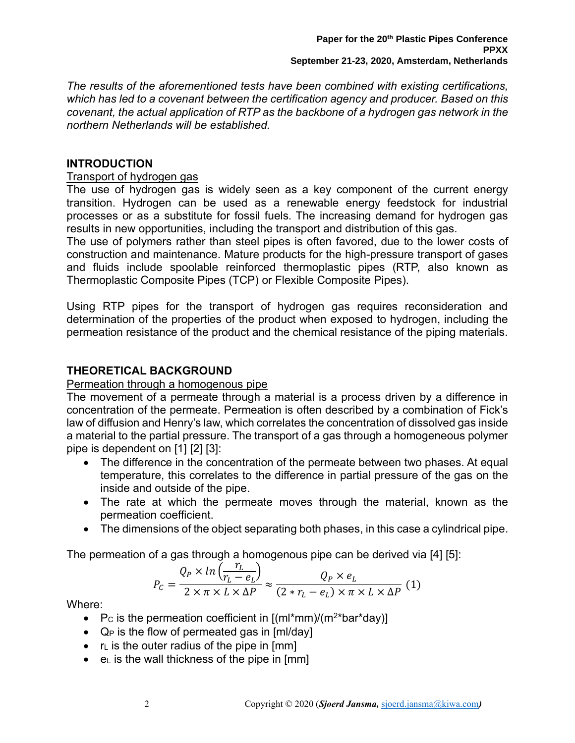*The results of the aforementioned tests have been combined with existing certifications, which has led to a covenant between the certification agency and producer. Based on this covenant, the actual application of RTP as the backbone of a hydrogen gas network in the northern Netherlands will be established.*

## INTRODUCTION

### Transport of hydrogen gas

The use of hydrogen gas is widely seen as a key component of the current energy transition. Hydrogen can be used as a renewable energy feedstock for industrial processes or as a substitute for fossil fuels. The increasing demand for hydrogen gas results in new opportunities, including the transport and distribution of this gas.
The use of polymers rather than steel pipes is often favored, due to the lower costs of construction and maintenance. Mature products for the high-pressure transport of gases and fluids include spoolable reinforced thermoplastic pipes (RTP, also known as Thermoplastic Composite Pipes (TCP) or Flexible Composite Pipes).

Using RTP pipes for the transport of hydrogen gas requires reconsideration and determination of the properties of the product when exposed to hydrogen, including the permeation resistance of the product and the chemical resistance of the piping materials.

## THEORETICAL BACKGROUND

### Permeation through a homogenous pipe

The movement of a permeate through a material is a process driven by a difference in concentration of the permeate. Permeation is often described by a combination of Fick's law of diffusion and Henry's law, which correlates the concentration of dissolved gas inside a material to the partial pressure. The transport of a gas through a homogeneous polymer pipe is dependent on [1] [2] [3]:

- The difference in the concentration of the permeate between two phases. At equal temperature, this correlates to the difference in partial pressure of the gas on the inside and outside of the pipe.
- The rate at which the permeate moves through the material, known as the permeation coefficient.
- The dimensions of the object separating both phases, in this case a cylindrical pipe.

The permeation of a gas through a homogenous pipe can be derived via [4] [5]:

$$P_C = \frac{Q_P \times ln\left(\frac{r_L}{r_L - e_L}\right)}{2 \times \pi \times L \times \Delta P} \approx \frac{Q_P \times e_L}{(2 * r_L - e_L) \times \pi \times L \times \Delta P} \quad (1)$$

Where:

- $P_C$ is the permeation coefficient in [(ml*mm)/(m$^2$*bar*day)]
- $Q_P$ is the flow of permeated gas in [ml/day]
- $r_L$ is the outer radius of the pipe in [mm]
- $e_L$ is the wall thickness of the pipe in [mm]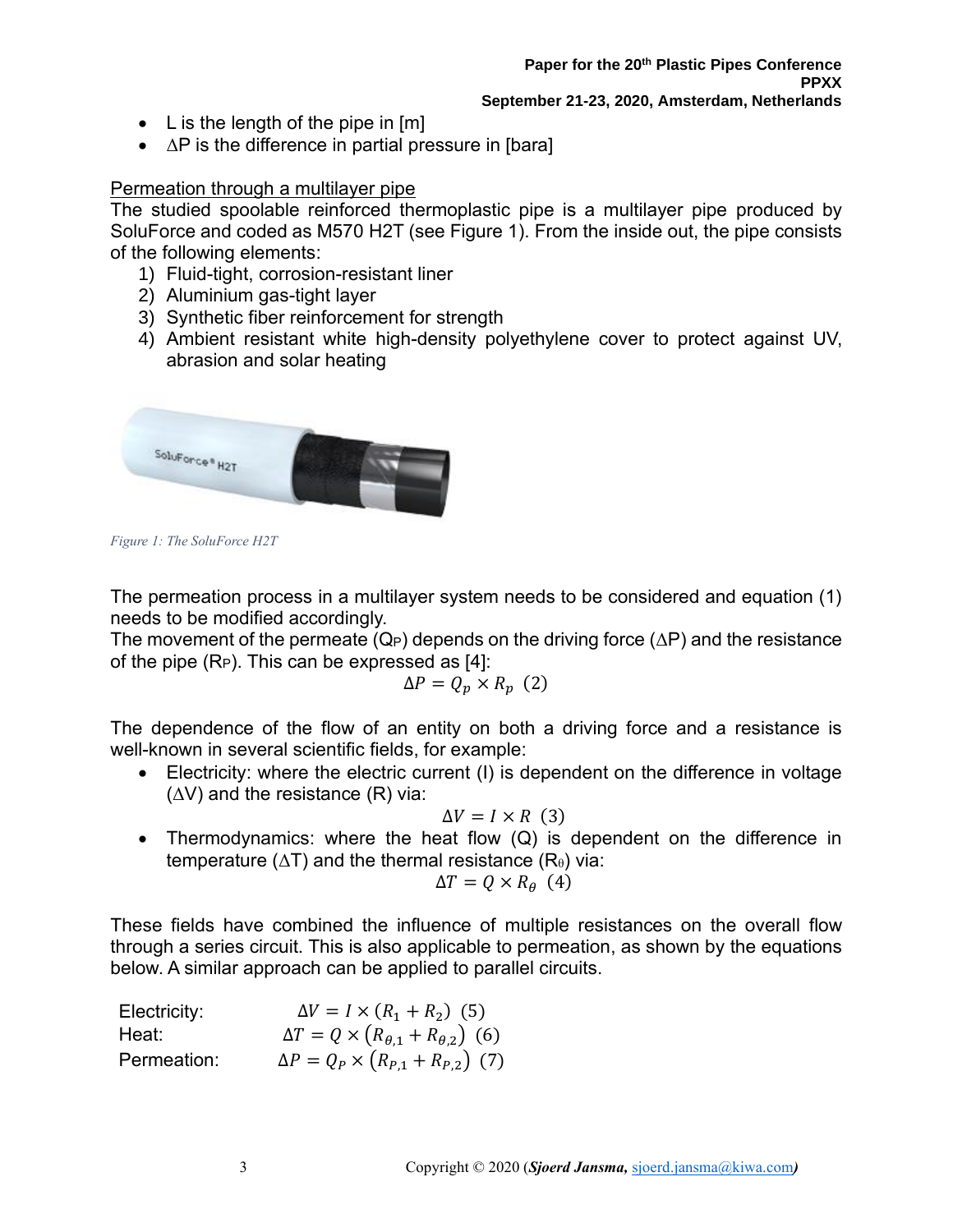- L is the length of the pipe in [m]
- ΔP is the difference in partial pressure in [bara]

Permeation through a multilayer pipe

The studied spoolable reinforced thermoplastic pipe is a multilayer pipe produced by SoluForce and coded as M570 H2T (see Figure 1). From the inside out, the pipe consists of the following elements:

1) Fluid-tight, corrosion-resistant liner
2) Aluminium gas-tight layer
3) Synthetic fiber reinforcement for strength
4) Ambient resistant white high-density polyethylene cover to protect against UV, abrasion and solar heating

*Figure 1: The SoluForce H2T*

The permeation process in a multilayer system needs to be considered and equation (1) needs to be modified accordingly.

The movement of the permeate ($Q_P$) depends on the driving force (ΔP) and the resistance of the pipe ($R_P$). This can be expressed as [4]:

$$\Delta P = Q_p \times R_p \quad (2)$$

The dependence of the flow of an entity on both a driving force and a resistance is well-known in several scientific fields, for example:

- Electricity: where the electric current (I) is dependent on the difference in voltage (ΔV) and the resistance (R) via:

$$\Delta V = I \times R \quad (3)$$

- Thermodynamics: where the heat flow (Q) is dependent on the difference in temperature (ΔT) and the thermal resistance ($R_\theta$) via:

$$\Delta T = Q \times R_\theta \quad (4)$$

These fields have combined the influence of multiple resistances on the overall flow through a series circuit. This is also applicable to permeation, as shown by the equations below. A similar approach can be applied to parallel circuits.

Electricity: $$\Delta V = I \times (R_1 + R_2) \quad (5)$$

Heat: $$\Delta T = Q \times \left(R_{\theta,1} + R_{\theta,2}\right) \quad (6)$$

Permeation: $$\Delta P = Q_P \times \left(R_{P,1} + R_{P,2}\right) \quad (7)$$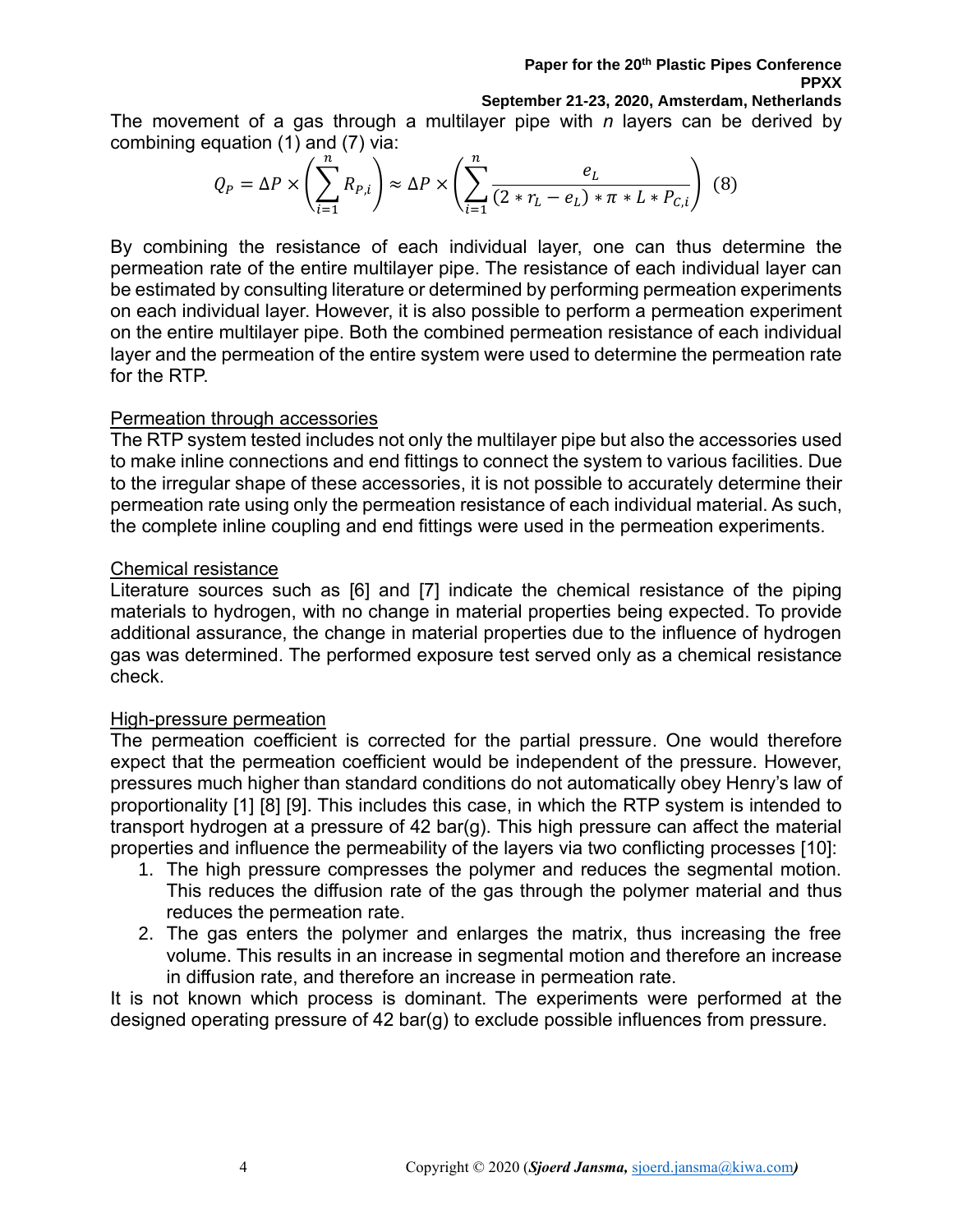The movement of a gas through a multilayer pipe with *n* layers can be derived by combining equation (1) and (7) via:

$$Q_P = \Delta P \times \left( \sum_{i=1}^{n} R_{P,i} \right) \approx \Delta P \times \left( \sum_{i=1}^{n} \frac{e_L}{(2 * r_L - e_L) * \pi * L * P_{C,i}} \right) \quad (8)$$

By combining the resistance of each individual layer, one can thus determine the permeation rate of the entire multilayer pipe. The resistance of each individual layer can be estimated by consulting literature or determined by performing permeation experiments on each individual layer. However, it is also possible to perform a permeation experiment on the entire multilayer pipe. Both the combined permeation resistance of each individual layer and the permeation of the entire system were used to determine the permeation rate for the RTP.

Permeation through accessories

The RTP system tested includes not only the multilayer pipe but also the accessories used to make inline connections and end fittings to connect the system to various facilities. Due to the irregular shape of these accessories, it is not possible to accurately determine their permeation rate using only the permeation resistance of each individual material. As such, the complete inline coupling and end fittings were used in the permeation experiments.

Chemical resistance

Literature sources such as [6] and [7] indicate the chemical resistance of the piping materials to hydrogen, with no change in material properties being expected. To provide additional assurance, the change in material properties due to the influence of hydrogen gas was determined. The performed exposure test served only as a chemical resistance check.

High-pressure permeation

The permeation coefficient is corrected for the partial pressure. One would therefore expect that the permeation coefficient would be independent of the pressure. However, pressures much higher than standard conditions do not automatically obey Henry's law of proportionality [1] [8] [9]. This includes this case, in which the RTP system is intended to transport hydrogen at a pressure of 42 bar(g). This high pressure can affect the material properties and influence the permeability of the layers via two conflicting processes [10]:

1. The high pressure compresses the polymer and reduces the segmental motion. This reduces the diffusion rate of the gas through the polymer material and thus reduces the permeation rate.
2. The gas enters the polymer and enlarges the matrix, thus increasing the free volume. This results in an increase in segmental motion and therefore an increase in diffusion rate, and therefore an increase in permeation rate.

It is not known which process is dominant. The experiments were performed at the designed operating pressure of 42 bar(g) to exclude possible influences from pressure.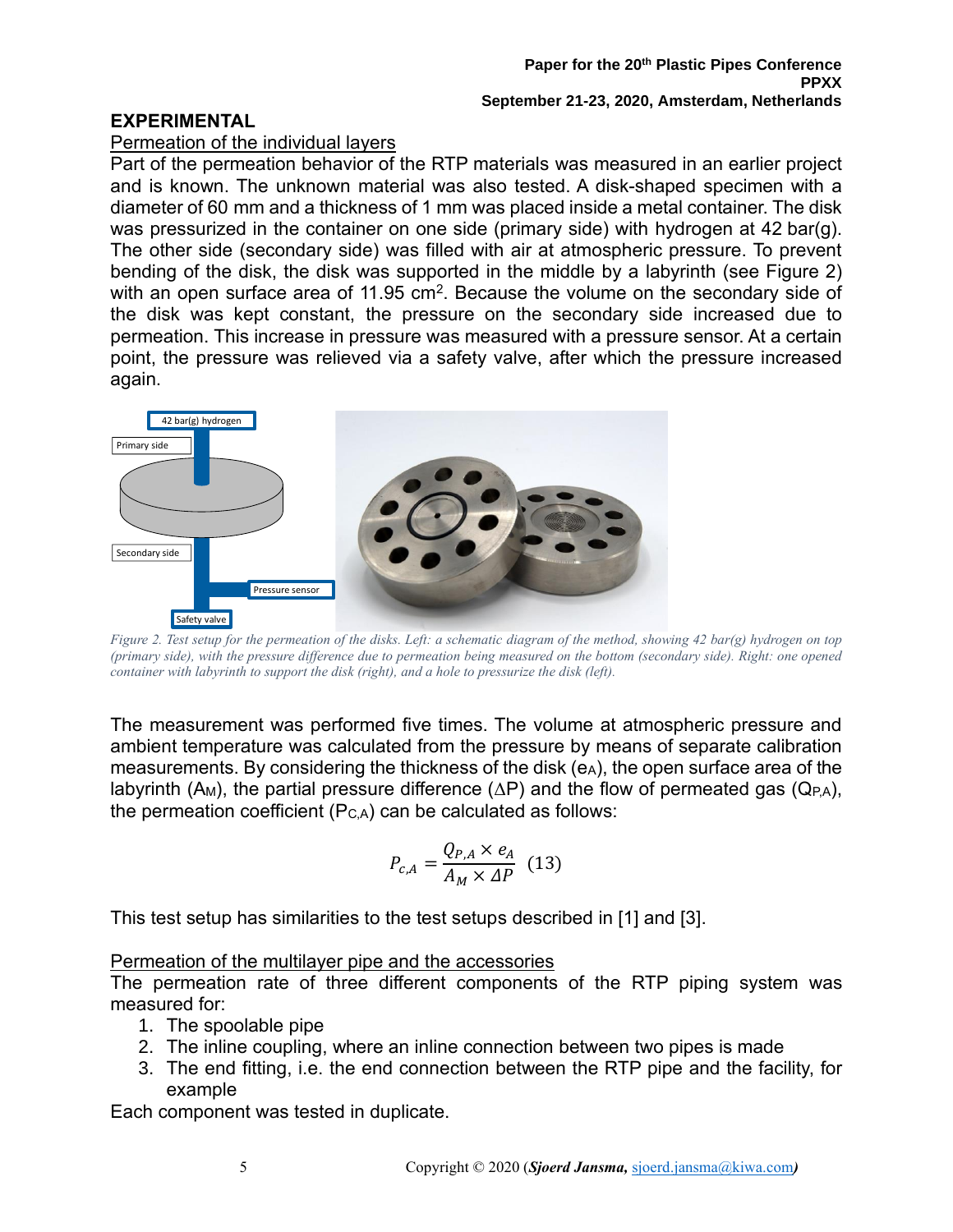## EXPERIMENTAL

### Permeation of the individual layers

Part of the permeation behavior of the RTP materials was measured in an earlier project and is known. The unknown material was also tested. A disk-shaped specimen with a diameter of 60 mm and a thickness of 1 mm was placed inside a metal container. The disk was pressurized in the container on one side (primary side) with hydrogen at 42 bar(g). The other side (secondary side) was filled with air at atmospheric pressure. To prevent bending of the disk, the disk was supported in the middle by a labyrinth (see Figure 2) with an open surface area of 11.95 cm$^2$. Because the volume on the secondary side of the disk was kept constant, the pressure on the secondary side increased due to permeation. This increase in pressure was measured with a pressure sensor. At a certain point, the pressure was relieved via a safety valve, after which the pressure increased again.

*Figure 2. Test setup for the permeation of the disks. Left: a schematic diagram of the method, showing 42 bar(g) hydrogen on top (primary side), with the pressure difference due to permeation being measured on the bottom (secondary side). Right: one opened container with labyrinth to support the disk (right), and a hole to pressurize the disk (left).*

The measurement was performed five times. The volume at atmospheric pressure and ambient temperature was calculated from the pressure by means of separate calibration measurements. By considering the thickness of the disk ($e_A$), the open surface area of the labyrinth ($A_M$), the partial pressure difference ($\Delta P$) and the flow of permeated gas ($Q_{P,A}$), the permeation coefficient ($P_{C,A}$) can be calculated as follows:

$$P_{c,A} = \frac{Q_{P,A} \times e_A}{A_M \times \Delta P} \quad (13)$$

This test setup has similarities to the test setups described in [1] and [3].

### Permeation of the multilayer pipe and the accessories

The permeation rate of three different components of the RTP piping system was measured for:

1. The spoolable pipe
2. The inline coupling, where an inline connection between two pipes is made
3. The end fitting, i.e. the end connection between the RTP pipe and the facility, for example

Each component was tested in duplicate.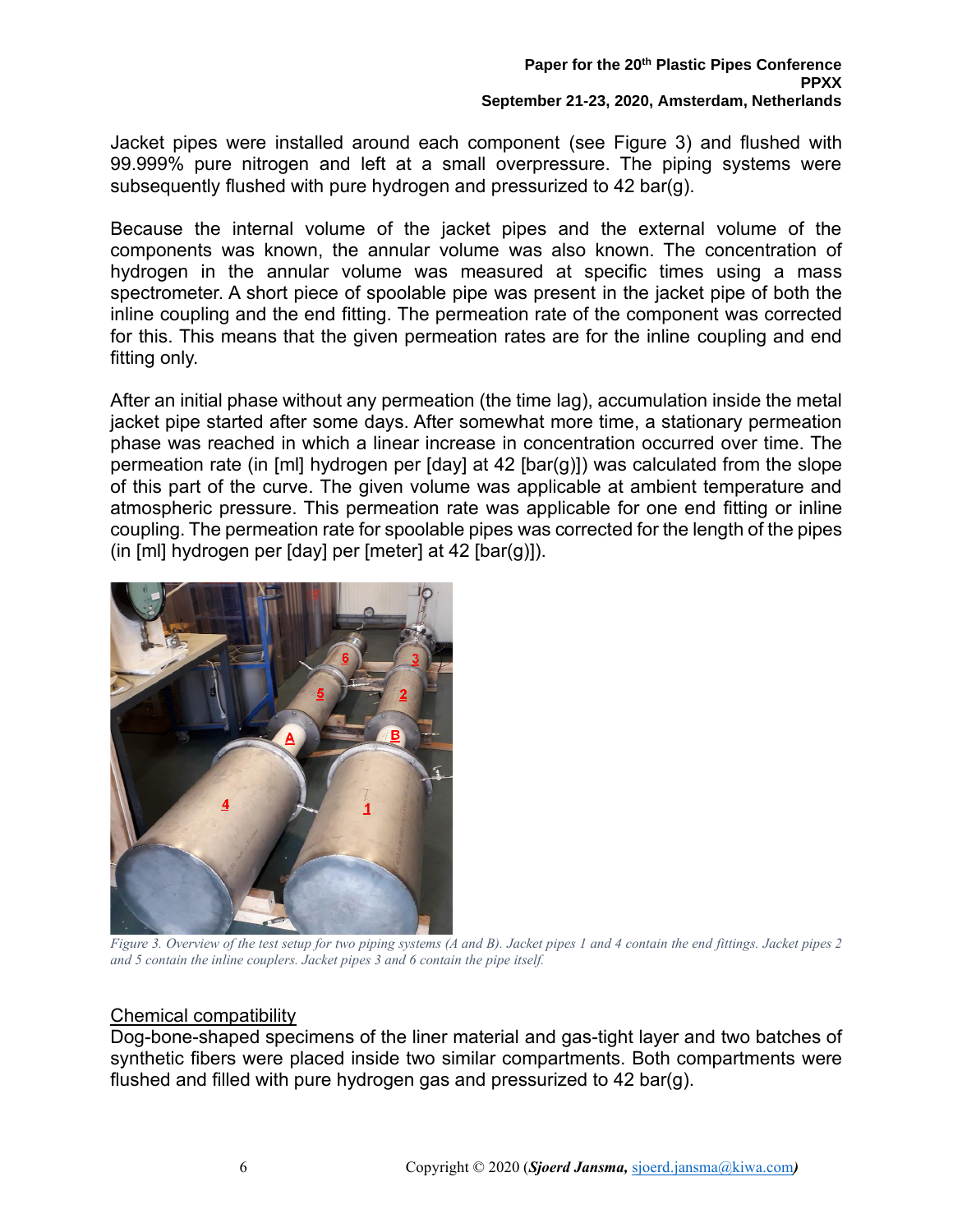Jacket pipes were installed around each component (see Figure 3) and flushed with 99.999% pure nitrogen and left at a small overpressure. The piping systems were subsequently flushed with pure hydrogen and pressurized to 42 bar(g).

Because the internal volume of the jacket pipes and the external volume of the components was known, the annular volume was also known. The concentration of hydrogen in the annular volume was measured at specific times using a mass spectrometer. A short piece of spoolable pipe was present in the jacket pipe of both the inline coupling and the end fitting. The permeation rate of the component was corrected for this. This means that the given permeation rates are for the inline coupling and end fitting only.

After an initial phase without any permeation (the time lag), accumulation inside the metal jacket pipe started after some days. After somewhat more time, a stationary permeation phase was reached in which a linear increase in concentration occurred over time. The permeation rate (in [ml] hydrogen per [day] at 42 [bar(g)]) was calculated from the slope of this part of the curve. The given volume was applicable at ambient temperature and atmospheric pressure. This permeation rate was applicable for one end fitting or inline coupling. The permeation rate for spoolable pipes was corrected for the length of the pipes (in [ml] hydrogen per [day] per [meter] at 42 [bar(g)]).

*Figure 3. Overview of the test setup for two piping systems (A and B). Jacket pipes 1 and 4 contain the end fittings. Jacket pipes 2 and 5 contain the inline couplers. Jacket pipes 3 and 6 contain the pipe itself.*

<u>Chemical compatibility</u>

Dog-bone-shaped specimens of the liner material and gas-tight layer and two batches of synthetic fibers were placed inside two similar compartments. Both compartments were flushed and filled with pure hydrogen gas and pressurized to 42 bar(g).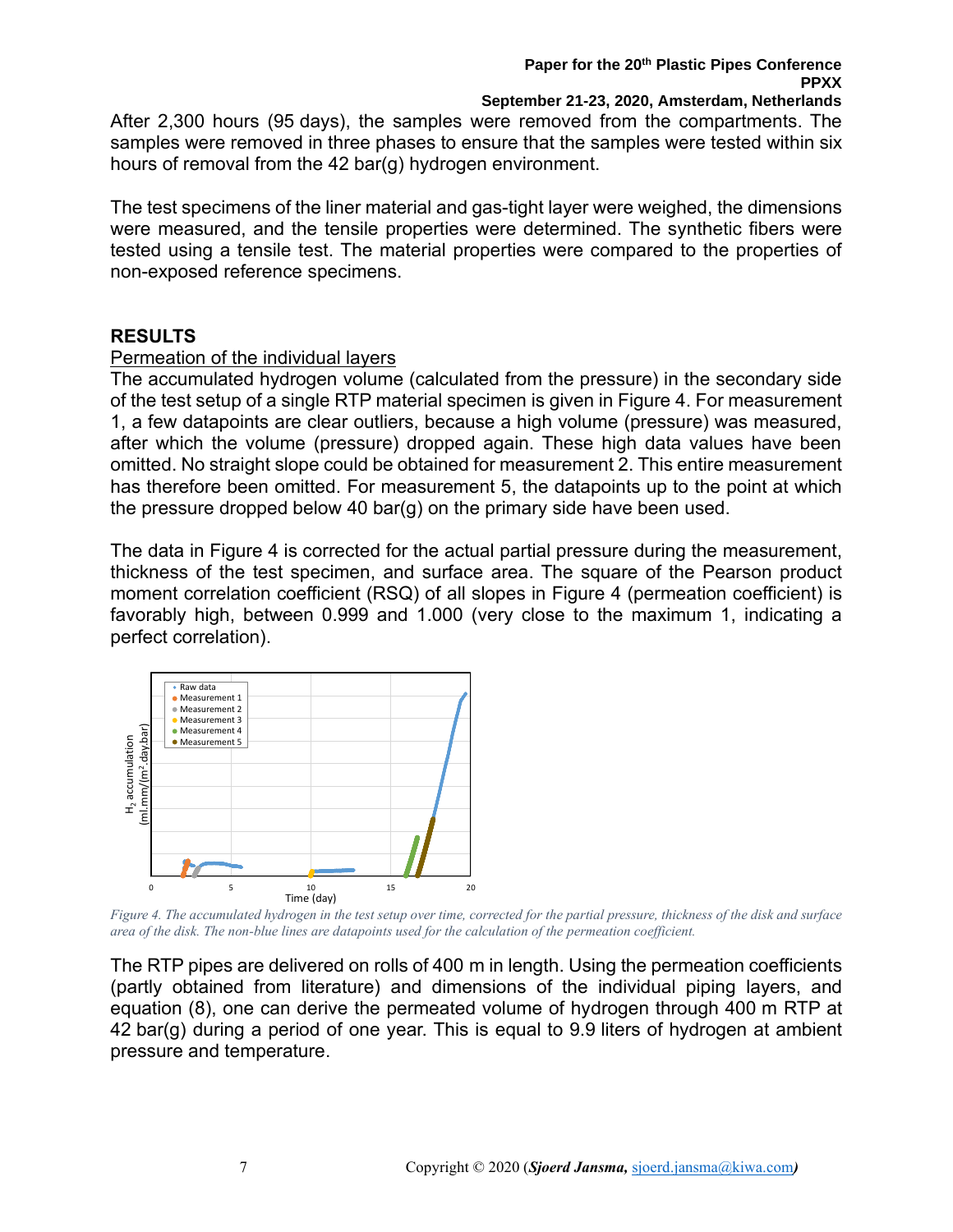After 2,300 hours (95 days), the samples were removed from the compartments. The samples were removed in three phases to ensure that the samples were tested within six hours of removal from the 42 bar(g) hydrogen environment.

The test specimens of the liner material and gas-tight layer were weighed, the dimensions were measured, and the tensile properties were determined. The synthetic fibers were tested using a tensile test. The material properties were compared to the properties of non-exposed reference specimens.

## RESULTS

### Permeation of the individual layers

The accumulated hydrogen volume (calculated from the pressure) in the secondary side of the test setup of a single RTP material specimen is given in Figure 4. For measurement 1, a few datapoints are clear outliers, because a high volume (pressure) was measured, after which the volume (pressure) dropped again. These high data values have been omitted. No straight slope could be obtained for measurement 2. This entire measurement has therefore been omitted. For measurement 5, the datapoints up to the point at which the pressure dropped below 40 bar(g) on the primary side have been used.

The data in Figure 4 is corrected for the actual partial pressure during the measurement, thickness of the test specimen, and surface area. The square of the Pearson product moment correlation coefficient (RSQ) of all slopes in Figure 4 (permeation coefficient) is favorably high, between 0.999 and 1.000 (very close to the maximum 1, indicating a perfect correlation).

*Figure 4. The accumulated hydrogen in the test setup over time, corrected for the partial pressure, thickness of the disk and surface area of the disk. The non-blue lines are datapoints used for the calculation of the permeation coefficient.*

The RTP pipes are delivered on rolls of 400 m in length. Using the permeation coefficients (partly obtained from literature) and dimensions of the individual piping layers, and equation (8), one can derive the permeated volume of hydrogen through 400 m RTP at 42 bar(g) during a period of one year. This is equal to 9.9 liters of hydrogen at ambient pressure and temperature.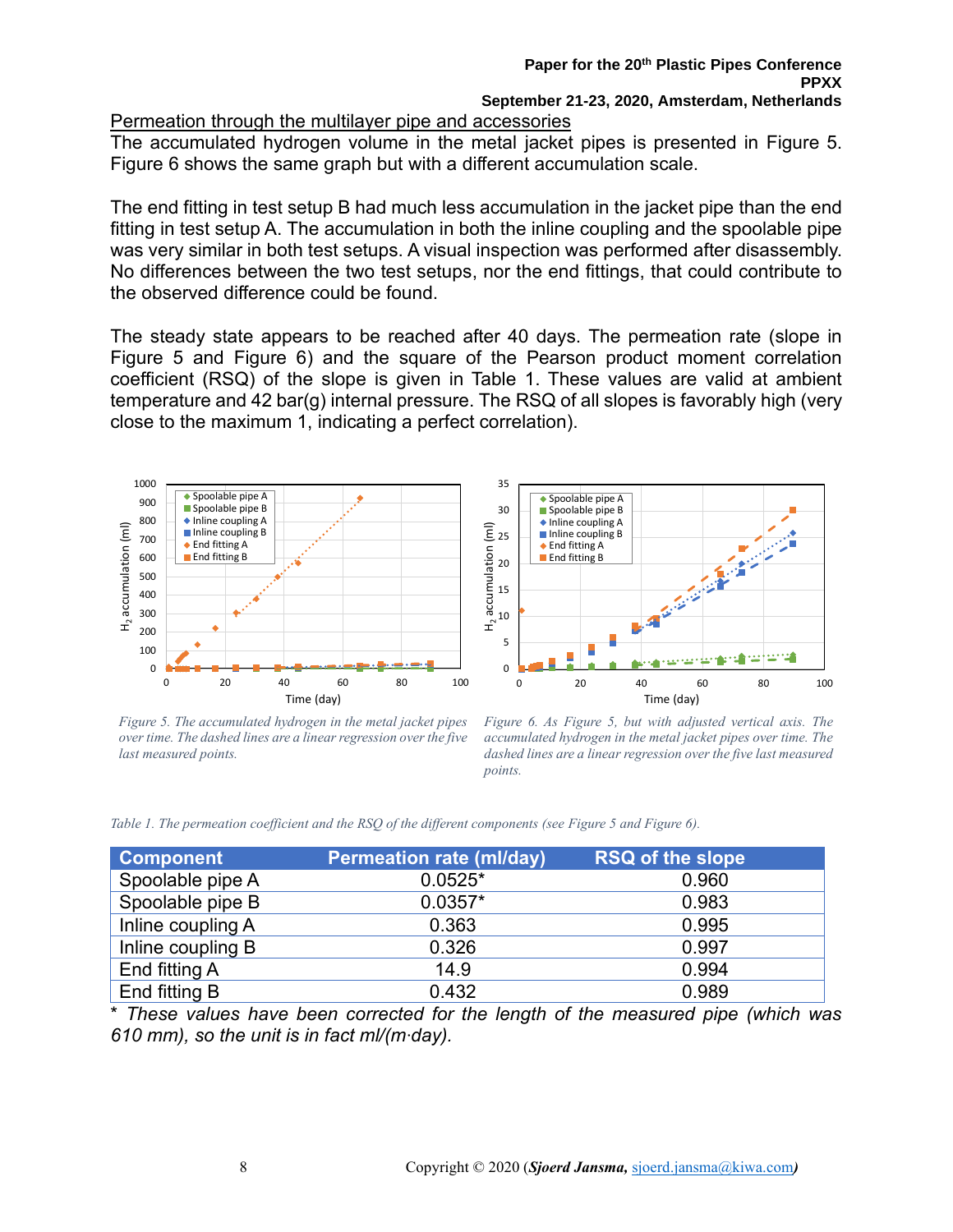## Permeation through the multilayer pipe and accessories

The accumulated hydrogen volume in the metal jacket pipes is presented in Figure 5. Figure 6 shows the same graph but with a different accumulation scale.

The end fitting in test setup B had much less accumulation in the jacket pipe than the end fitting in test setup A. The accumulation in both the inline coupling and the spoolable pipe was very similar in both test setups. A visual inspection was performed after disassembly. No differences between the two test setups, nor the end fittings, that could contribute to the observed difference could be found.

The steady state appears to be reached after 40 days. The permeation rate (slope in Figure 5 and Figure 6) and the square of the Pearson product moment correlation coefficient (RSQ) of the slope is given in Table 1. These values are valid at ambient temperature and 42 bar(g) internal pressure. The RSQ of all slopes is favorably high (very close to the maximum 1, indicating a perfect correlation).

*Figure 5. The accumulated hydrogen in the metal jacket pipes over time. The dashed lines are a linear regression over the five last measured points.*

*Figure 6. As Figure 5, but with adjusted vertical axis. The accumulated hydrogen in the metal jacket pipes over time. The dashed lines are a linear regression over the five last measured points.*

*Table 1. The permeation coefficient and the RSQ of the different components (see Figure 5 and Figure 6).*

| Component | Permeation rate (ml/day) | RSQ of the slope |
|---|---|---|
| Spoolable pipe A | 0.0525* | 0.960 |
| Spoolable pipe B | 0.0357* | 0.983 |
| Inline coupling A | 0.363 | 0.995 |
| Inline coupling B | 0.326 | 0.997 |
| End fitting A | 14.9 | 0.994 |
| End fitting B | 0.432 | 0.989 |

\* *These values have been corrected for the length of the measured pipe (which was 610 mm), so the unit is in fact ml/(m·day).*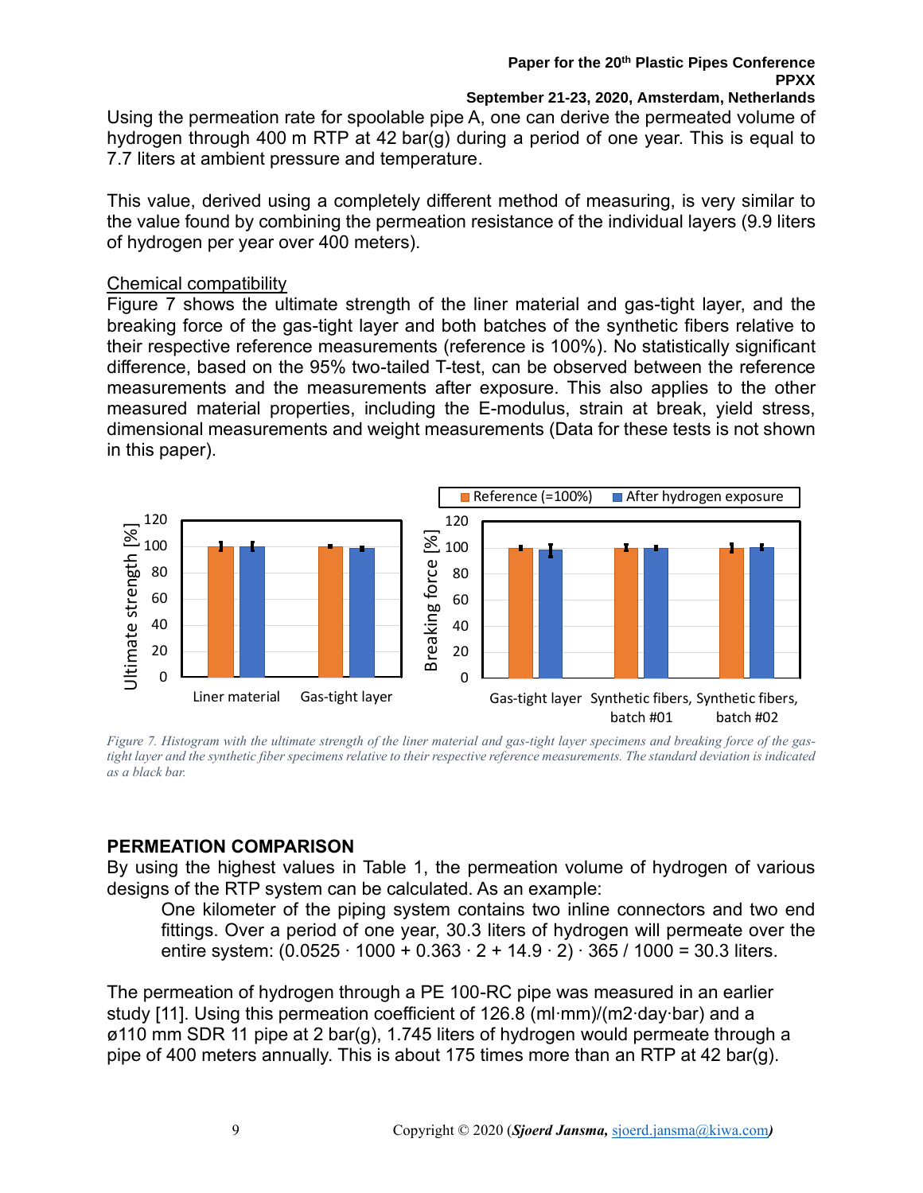Using the permeation rate for spoolable pipe A, one can derive the permeated volume of hydrogen through 400 m RTP at 42 bar(g) during a period of one year. This is equal to 7.7 liters at ambient pressure and temperature.

This value, derived using a completely different method of measuring, is very similar to the value found by combining the permeation resistance of the individual layers (9.9 liters of hydrogen per year over 400 meters).

Chemical compatibility

Figure 7 shows the ultimate strength of the liner material and gas-tight layer, and the breaking force of the gas-tight layer and both batches of the synthetic fibers relative to their respective reference measurements (reference is 100%). No statistically significant difference, based on the 95% two-tailed T-test, can be observed between the reference measurements and the measurements after exposure. This also applies to the other measured material properties, including the E-modulus, strain at break, yield stress, dimensional measurements and weight measurements (Data for these tests is not shown in this paper).

*Figure 7. Histogram with the ultimate strength of the liner material and gas-tight layer specimens and breaking force of the gas-tight layer and the synthetic fiber specimens relative to their respective reference measurements. The standard deviation is indicated as a black bar.*

## PERMEATION COMPARISON

By using the highest values in Table 1, the permeation volume of hydrogen of various designs of the RTP system can be calculated. As an example:

> One kilometer of the piping system contains two inline connectors and two end fittings. Over a period of one year, 30.3 liters of hydrogen will permeate over the entire system: $(0.0525 \cdot 1000 + 0.363 \cdot 2 + 14.9 \cdot 2) \cdot 365 / 1000 = 30.3$ liters.

The permeation of hydrogen through a PE 100-RC pipe was measured in an earlier study [11]. Using this permeation coefficient of 126.8 (ml·mm)/(m2·day·bar) and a ø110 mm SDR 11 pipe at 2 bar(g), 1.745 liters of hydrogen would permeate through a pipe of 400 meters annually. This is about 175 times more than an RTP at 42 bar(g).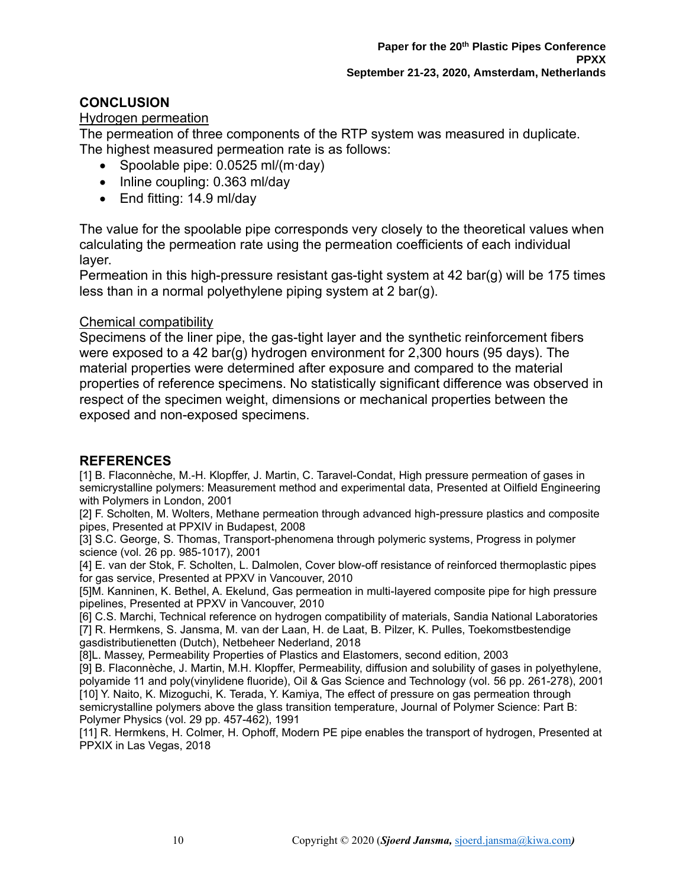## CONCLUSION

Hydrogen permeation

The permeation of three components of the RTP system was measured in duplicate. The highest measured permeation rate is as follows:

- Spoolable pipe: 0.0525 ml/(m·day)
- Inline coupling: 0.363 ml/day
- End fitting: 14.9 ml/day

The value for the spoolable pipe corresponds very closely to the theoretical values when calculating the permeation rate using the permeation coefficients of each individual layer.

Permeation in this high-pressure resistant gas-tight system at 42 bar(g) will be 175 times less than in a normal polyethylene piping system at 2 bar(g).

Chemical compatibility

Specimens of the liner pipe, the gas-tight layer and the synthetic reinforcement fibers were exposed to a 42 bar(g) hydrogen environment for 2,300 hours (95 days). The material properties were determined after exposure and compared to the material properties of reference specimens. No statistically significant difference was observed in respect of the specimen weight, dimensions or mechanical properties between the exposed and non-exposed specimens.

## REFERENCES

[1] B. Flaconnèche, M.-H. Klopffer, J. Martin, C. Taravel-Condat, High pressure permeation of gases in semicrystalline polymers: Measurement method and experimental data, Presented at Oilfield Engineering with Polymers in London, 2001

[2] F. Scholten, M. Wolters, Methane permeation through advanced high-pressure plastics and composite pipes, Presented at PPXIV in Budapest, 2008

[3] S.C. George, S. Thomas, Transport-phenomena through polymeric systems, Progress in polymer science (vol. 26 pp. 985-1017), 2001

[4] E. van der Stok, F. Scholten, L. Dalmolen, Cover blow-off resistance of reinforced thermoplastic pipes for gas service, Presented at PPXV in Vancouver, 2010

[5]M. Kanninen, K. Bethel, A. Ekelund, Gas permeation in multi-layered composite pipe for high pressure pipelines, Presented at PPXV in Vancouver, 2010

[6] C.S. Marchi, Technical reference on hydrogen compatibility of materials, Sandia National Laboratories

[7] R. Hermkens, S. Jansma, M. van der Laan, H. de Laat, B. Pilzer, K. Pulles, Toekomstbestendige gasdistributienetten (Dutch), Netbeheer Nederland, 2018

[8]L. Massey, Permeability Properties of Plastics and Elastomers, second edition, 2003

[9] B. Flaconnèche, J. Martin, M.H. Klopffer, Permeability, diffusion and solubility of gases in polyethylene, polyamide 11 and poly(vinylidene fluoride), Oil & Gas Science and Technology (vol. 56 pp. 261-278), 2001

[10] Y. Naito, K. Mizoguchi, K. Terada, Y. Kamiya, The effect of pressure on gas permeation through semicrystalline polymers above the glass transition temperature, Journal of Polymer Science: Part B: Polymer Physics (vol. 29 pp. 457-462), 1991

[11] R. Hermkens, H. Colmer, H. Ophoff, Modern PE pipe enables the transport of hydrogen, Presented at PPXIX in Las Vegas, 2018